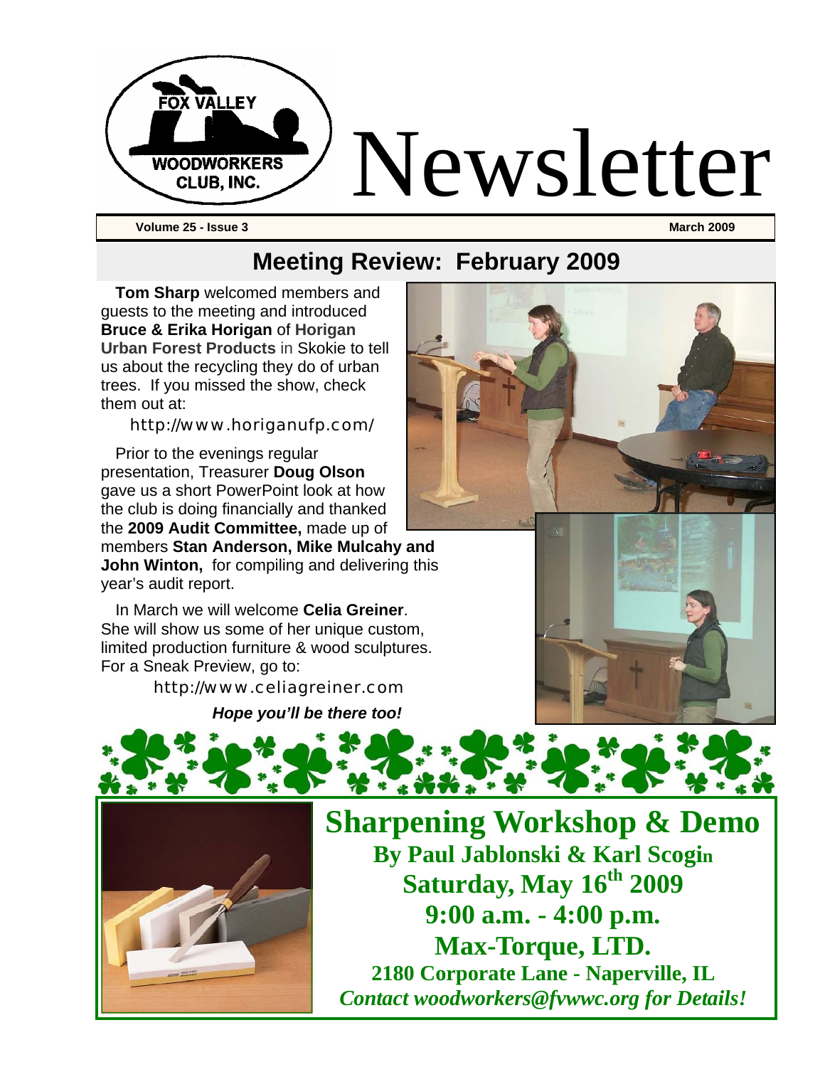# Newsletter

**Volume 25 - Issue 3** **March 2009**

## Meeting Review: February 2009

**Tom Sharp** welcomed members and guests to the meeting and introduced **Bruce & Erika Horigan** of **Horigan Urban Forest Products** in Skokie to tell us about the recycling they do of urban trees. If you missed the show, check them out at:

http://www.horiganufp.com/

Prior to the evenings regular presentation, Treasurer **Doug Olson** gave us a short PowerPoint look at how the club is doing financially and thanked the **2009 Audit Committee,** made up of members **Stan Anderson, Mike Mulcahy and John Winton,** for compiling and delivering this year's audit report.

In March we will welcome **Celia Greiner**. She will show us some of her unique custom, limited production furniture & wood sculptures. For a Sneak Preview, go to:

http://www.celiagreiner.com

***Hope you'll be there too!***

## Sharpening Workshop & Demo

**By Paul Jablonski & Karl Scogin**

**Saturday, May 16th 2009**

**9:00 a.m. - 4:00 p.m.**

**Max-Torque, LTD.**

**2180 Corporate Lane - Naperville, IL**

***Contact woodworkers@fvwwc.org for Details!***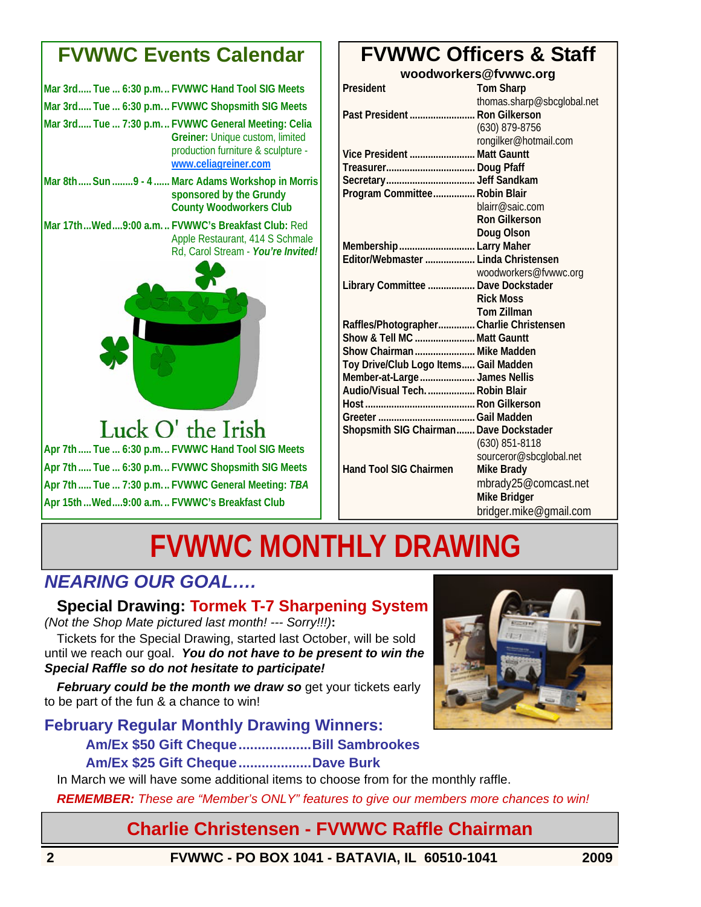## FVWWC Events Calendar

- **Mar 3rd..... Tue ... 6:30 p.m... FVWWC Hand Tool SIG Meets**
- **Mar 3rd..... Tue ... 6:30 p.m... FVWWC Shopsmith SIG Meets**
- **Mar 3rd..... Tue ... 7:30 p.m... FVWWC General Meeting: Celia Greiner:** Unique custom, limited production furniture & sculpture - www.celiagreiner.com
- **Mar 8th..... Sun ........9 - 4...... Marc Adams Workshop in Morris sponsored by the Grundy County Woodworkers Club**
- **Mar 17th...Wed....9:00 a.m... FVWWC's Breakfast Club:** Red Apple Restaurant, 414 S Schmale Rd, Carol Stream - ***You're Invited!***

Luck O' the Irish

- **Apr 7th..... Tue ... 6:30 p.m... FVWWC Hand Tool SIG Meets**
- **Apr 7th..... Tue ... 6:30 p.m... FVWWC Shopsmith SIG Meets**
- **Apr 7th..... Tue ... 7:30 p.m... FVWWC General Meeting: *TBA***
- **Apr 15th...Wed....9:00 a.m... FVWWC's Breakfast Club**

## FVWWC Officers & Staff

**woodworkers@fvwwc.org**

| Position | Name |
|---|---|
| President | **Tom Sharp** thomas.sharp@sbcglobal.net |
| Past President | **Ron Gilkerson** (630) 879-8756 rongilker@hotmail.com |
| Vice President | **Matt Gauntt** |
| Treasurer | **Doug Pfaff** |
| Secretary | **Jeff Sandkam** |
| Program Committee | **Robin Blair** blairr@saic.com **Ron Gilkerson** **Doug Olson** |
| Membership | **Larry Maher** |
| Editor/Webmaster | **Linda Christensen** woodworkers@fvwwc.org |
| Library Committee | **Dave Dockstader** **Rick Moss** **Tom Zillman** |
| Raffles/Photographer | **Charlie Christensen** |
| Show & Tell MC | **Matt Gauntt** |
| Show Chairman | **Mike Madden** |
| Toy Drive/Club Logo Items | **Gail Madden** |
| Member-at-Large | **James Nellis** |
| Audio/Visual Tech. | **Robin Blair** |
| Host | **Ron Gilkerson** |
| Greeter | **Gail Madden** |
| Shopsmith SIG Chairman | **Dave Dockstader** (630) 851-8118 sourceror@sbcglobal.net |
| Hand Tool SIG Chairmen | **Mike Brady** mbrady25@comcast.net **Mike Bridger** bridger.mike@gmail.com |

# FVWWC MONTHLY DRAWING

## *NEARING OUR GOAL….*

**Special Drawing: Tormek T-7 Sharpening System**
*(Not the Shop Mate pictured last month! --- Sorry!!!)*:

Tickets for the Special Drawing, started last October, will be sold until we reach our goal. ***You do not have to be present to win the Special Raffle so do not hesitate to participate!***

***February could be the month we draw so*** get your tickets early to be part of the fun & a chance to win!

### February Regular Monthly Drawing Winners:

**Am/Ex $50 Gift Cheque...................Bill Sambrookes**
**Am/Ex $25 Gift Cheque...................Dave Burk**

In March we will have some additional items to choose from for the monthly raffle.

***REMEMBER:*** *These are "Member's ONLY" features to give our members more chances to win!*

**Charlie Christensen - FVWWC Raffle Chairman**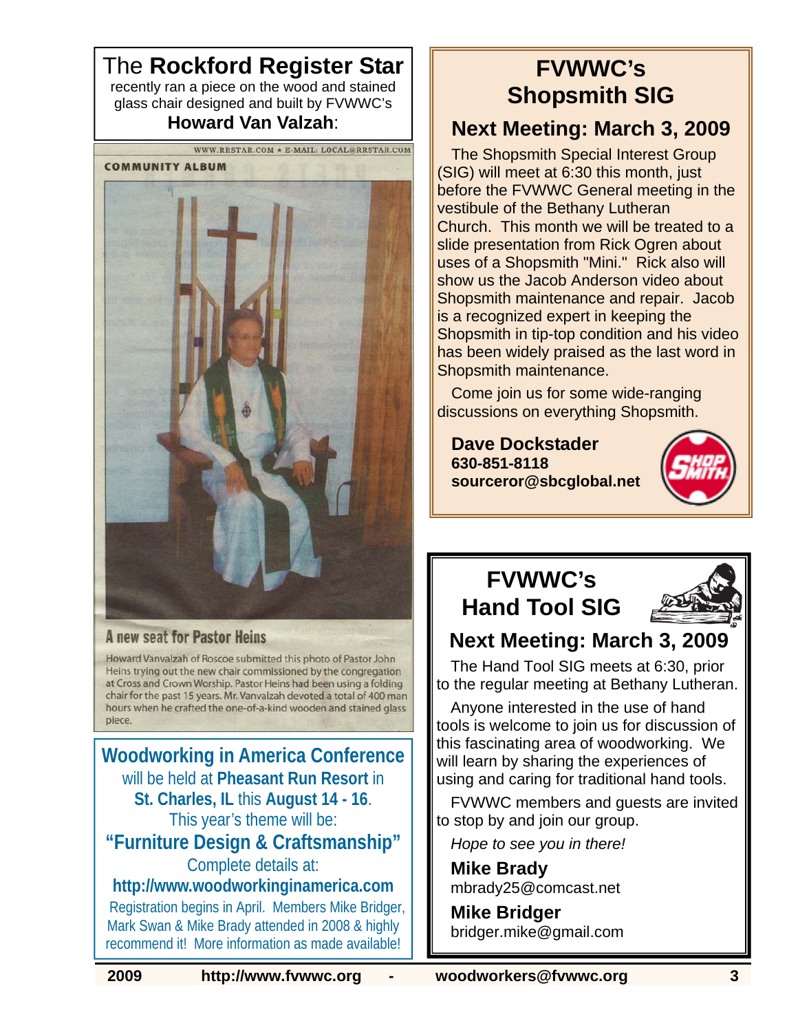## The **Rockford Register Star**

recently ran a piece on the wood and stained glass chair designed and built by FVWWC's **Howard Van Valzah**:

WWW.RRSTAR.COM ★ E-MAIL: LOCAL@RRSTAR.COM

COMMUNITY ALBUM

### A new seat for Pastor Heins

Howard Vanvalzah of Roscoe submitted this photo of Pastor John Heins trying out the new chair commissioned by the congregation at Cross and Crown Worship. Pastor Heins had been using a folding chair for the past 15 years. Mr. Vanvalzah devoted a total of 400 man hours when he crafted the one-of-a-kind wooden and stained glass piece.

**Woodworking in America Conference** will be held at **Pheasant Run Resort** in **St. Charles, IL** this **August 14 - 16**.

This year's theme will be:

**"Furniture Design & Craftsmanship"**

Complete details at:

**http://www.woodworkinginamerica.com**

Registration begins in April. Members Mike Bridger, Mark Swan & Mike Brady attended in 2008 & highly recommend it! More information as made available!

## FVWWC's Shopsmith SIG

### Next Meeting: March 3, 2009

The Shopsmith Special Interest Group (SIG) will meet at 6:30 this month, just before the FVWWC General meeting in the vestibule of the Bethany Lutheran Church. This month we will be treated to a slide presentation from Rick Ogren about uses of a Shopsmith "Mini." Rick also will show us the Jacob Anderson video about Shopsmith maintenance and repair. Jacob is a recognized expert in keeping the Shopsmith in tip-top condition and his video has been widely praised as the last word in Shopsmith maintenance.

Come join us for some wide-ranging discussions on everything Shopsmith.

**Dave Dockstader**
**630-851-8118**
**sourceror@sbcglobal.net**

## FVWWC's Hand Tool SIG

### Next Meeting: March 3, 2009

The Hand Tool SIG meets at 6:30, prior to the regular meeting at Bethany Lutheran.

Anyone interested in the use of hand tools is welcome to join us for discussion of this fascinating area of woodworking. We will learn by sharing the experiences of using and caring for traditional hand tools.

FVWWC members and guests are invited to stop by and join our group.

*Hope to see you in there!*

**Mike Brady**
mbrady25@comcast.net

**Mike Bridger**
bridger.mike@gmail.com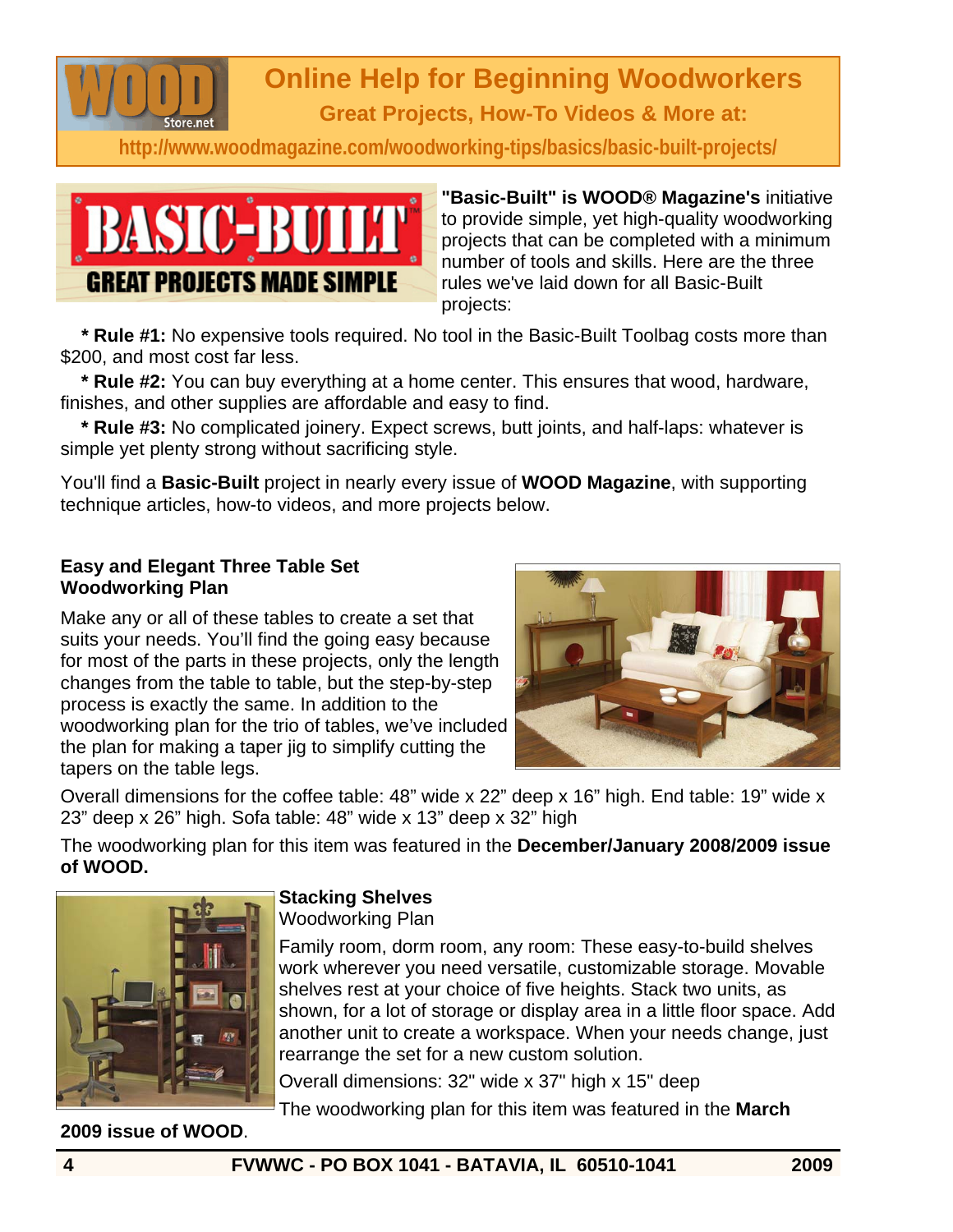## Online Help for Beginning Woodworkers

### Great Projects, How-To Videos & More at:

http://www.woodmagazine.com/woodworking-tips/basics/basic-built-projects/

**"Basic-Built" is WOOD® Magazine's** initiative to provide simple, yet high-quality woodworking projects that can be completed with a minimum number of tools and skills. Here are the three rules we've laid down for all Basic-Built projects:

* **Rule #1:** No expensive tools required. No tool in the Basic-Built Toolbag costs more than $200, and most cost far less.
* **Rule #2:** You can buy everything at a home center. This ensures that wood, hardware, finishes, and other supplies are affordable and easy to find.
* **Rule #3:** No complicated joinery. Expect screws, butt joints, and half-laps: whatever is simple yet plenty strong without sacrificing style.

You'll find a **Basic-Built** project in nearly every issue of **WOOD Magazine**, with supporting technique articles, how-to videos, and more projects below.

### Easy and Elegant Three Table Set Woodworking Plan

Make any or all of these tables to create a set that suits your needs. You'll find the going easy because for most of the parts in these projects, only the length changes from the table to table, but the step-by-step process is exactly the same. In addition to the woodworking plan for the trio of tables, we've included the plan for making a taper jig to simplify cutting the tapers on the table legs.

Overall dimensions for the coffee table: 48" wide x 22" deep x 16" high. End table: 19" wide x 23" deep x 26" high. Sofa table: 48" wide x 13" deep x 32" high

The woodworking plan for this item was featured in the **December/January 2008/2009 issue of WOOD.**

### Stacking Shelves

Woodworking Plan

Family room, dorm room, any room: These easy-to-build shelves work wherever you need versatile, customizable storage. Movable shelves rest at your choice of five heights. Stack two units, as shown, for a lot of storage or display area in a little floor space. Add another unit to create a workspace. When your needs change, just rearrange the set for a new custom solution.

Overall dimensions: 32" wide x 37" high x 15" deep

The woodworking plan for this item was featured in the **March 2009 issue of WOOD**.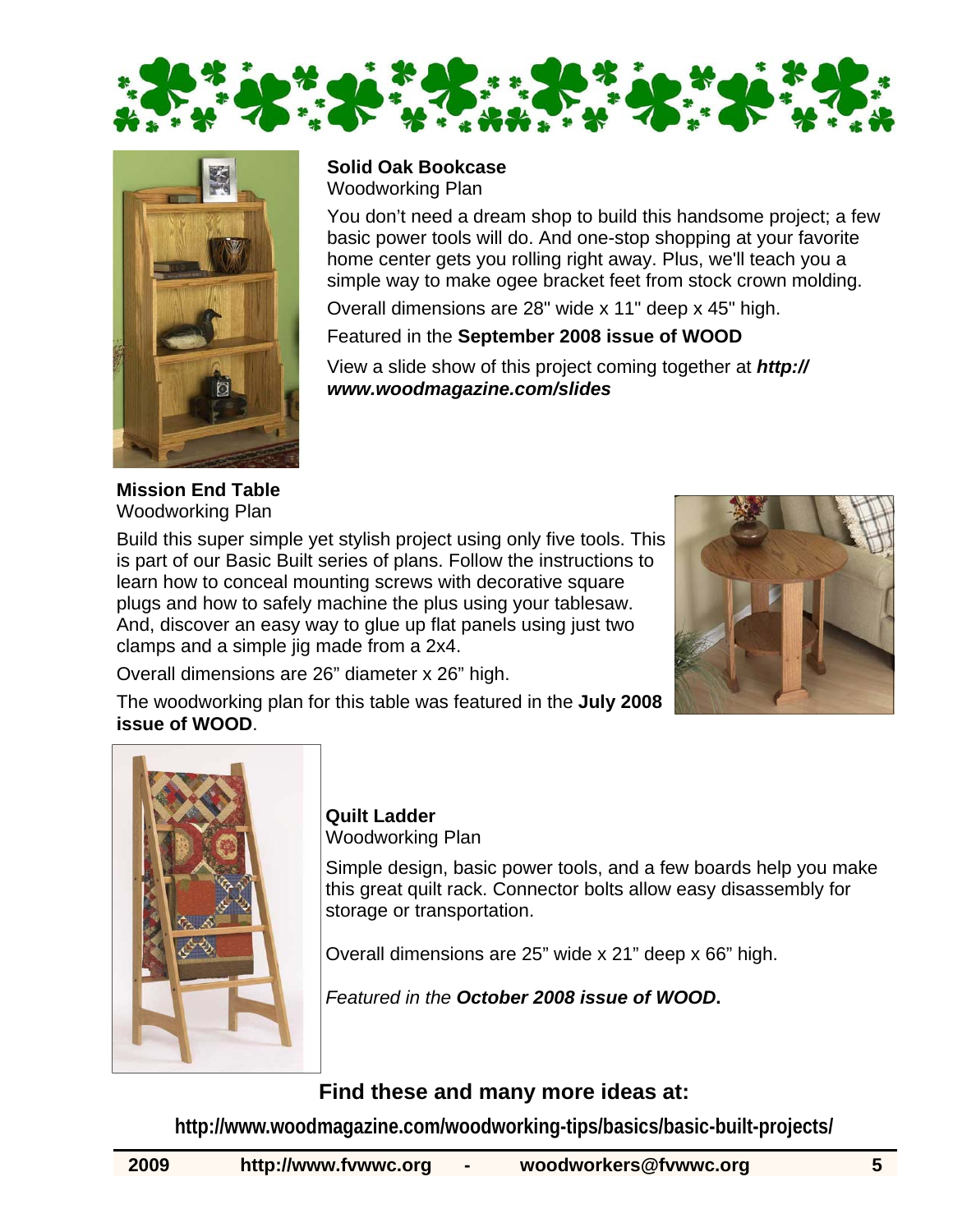**Solid Oak Bookcase**
Woodworking Plan

You don't need a dream shop to build this handsome project; a few basic power tools will do. And one-stop shopping at your favorite home center gets you rolling right away. Plus, we'll teach you a simple way to make ogee bracket feet from stock crown molding.

Overall dimensions are 28" wide x 11" deep x 45" high.

Featured in the **September 2008 issue of WOOD**

View a slide show of this project coming together at ***http://www.woodmagazine.com/slides***

**Mission End Table**
Woodworking Plan

Build this super simple yet stylish project using only five tools. This is part of our Basic Built series of plans. Follow the instructions to learn how to conceal mounting screws with decorative square plugs and how to safely machine the plus using your tablesaw. And, discover an easy way to glue up flat panels using just two clamps and a simple jig made from a 2x4.

Overall dimensions are 26" diameter x 26" high.

The woodworking plan for this table was featured in the **July 2008 issue of WOOD**.

**Quilt Ladder**
Woodworking Plan

Simple design, basic power tools, and a few boards help you make this great quilt rack. Connector bolts allow easy disassembly for storage or transportation.

Overall dimensions are 25" wide x 21" deep x 66" high.

*Featured in the **October 2008 issue of WOOD**.*

## Find these and many more ideas at:

**http://www.woodmagazine.com/woodworking-tips/basics/basic-built-projects/**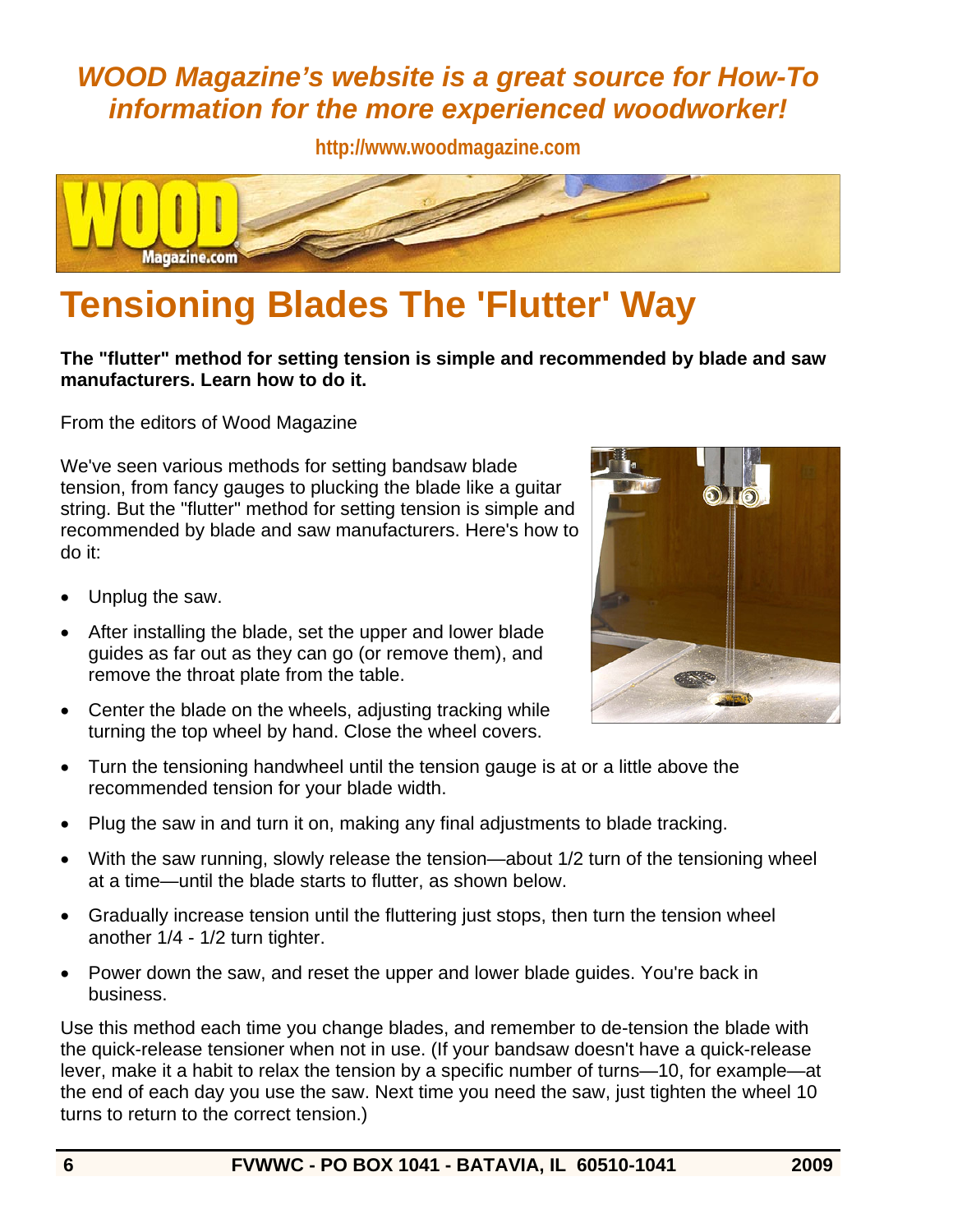*WOOD Magazine's website is a great source for How-To information for the more experienced woodworker!*

http://www.woodmagazine.com

# Tensioning Blades The 'Flutter' Way

**The "flutter" method for setting tension is simple and recommended by blade and saw manufacturers. Learn how to do it.**

From the editors of Wood Magazine

We've seen various methods for setting bandsaw blade tension, from fancy gauges to plucking the blade like a guitar string. But the "flutter" method for setting tension is simple and recommended by blade and saw manufacturers. Here's how to do it:

- Unplug the saw.
- After installing the blade, set the upper and lower blade guides as far out as they can go (or remove them), and remove the throat plate from the table.
- Center the blade on the wheels, adjusting tracking while turning the top wheel by hand. Close the wheel covers.
- Turn the tensioning handwheel until the tension gauge is at or a little above the recommended tension for your blade width.
- Plug the saw in and turn it on, making any final adjustments to blade tracking.
- With the saw running, slowly release the tension—about 1/2 turn of the tensioning wheel at a time—until the blade starts to flutter, as shown below.
- Gradually increase tension until the fluttering just stops, then turn the tension wheel another 1/4 - 1/2 turn tighter.
- Power down the saw, and reset the upper and lower blade guides. You're back in business.

Use this method each time you change blades, and remember to de-tension the blade with the quick-release tensioner when not in use. (If your bandsaw doesn't have a quick-release lever, make it a habit to relax the tension by a specific number of turns—10, for example—at the end of each day you use the saw. Next time you need the saw, just tighten the wheel 10 turns to return to the correct tension.)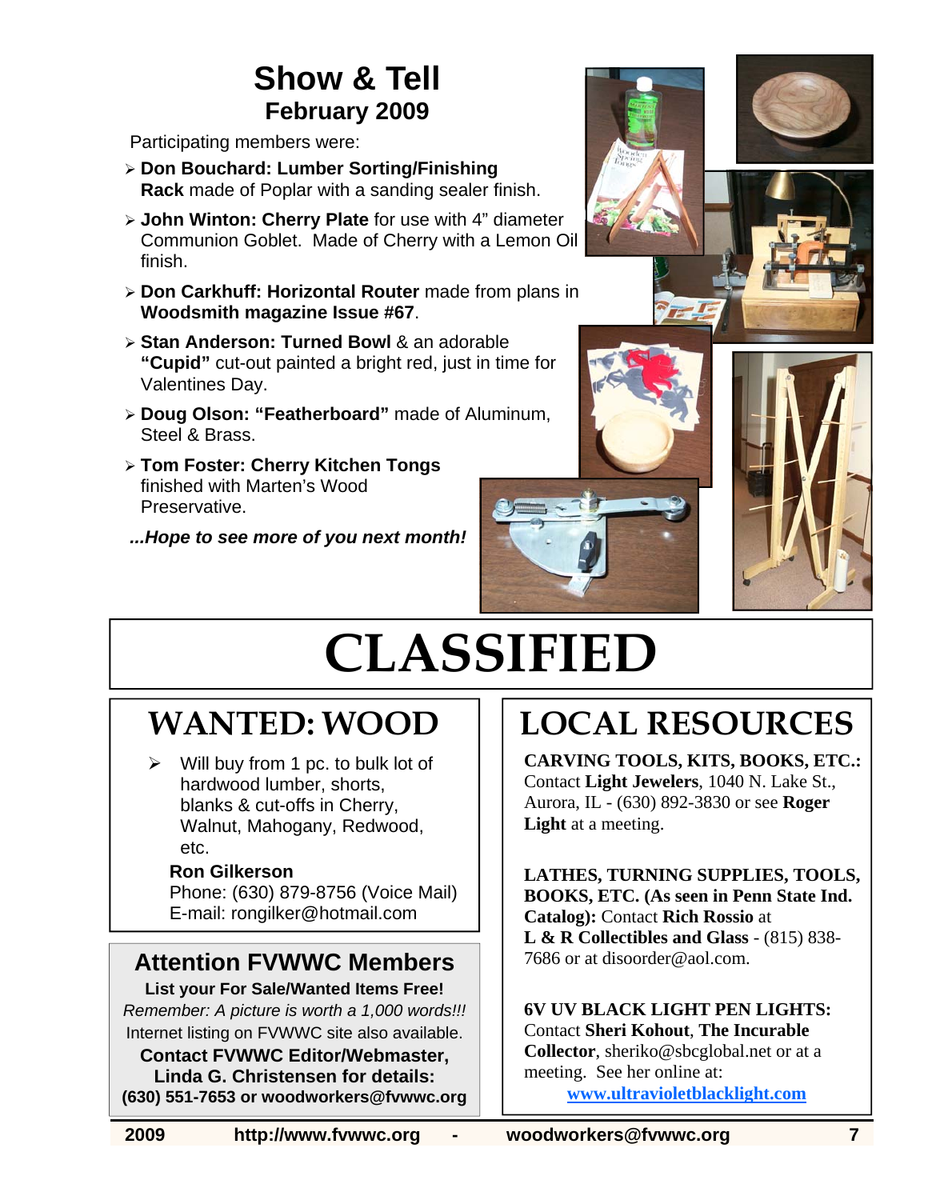# Show & Tell
## February 2009

Participating members were:

- **Don Bouchard: Lumber Sorting/Finishing Rack** made of Poplar with a sanding sealer finish.
- **John Winton: Cherry Plate** for use with 4" diameter Communion Goblet. Made of Cherry with a Lemon Oil finish.
- **Don Carkhuff: Horizontal Router** made from plans in **Woodsmith magazine Issue #67**.
- **Stan Anderson: Turned Bowl** & an adorable **"Cupid"** cut-out painted a bright red, just in time for Valentines Day.
- **Doug Olson: "Featherboard"** made of Aluminum, Steel & Brass.
- **Tom Foster: Cherry Kitchen Tongs** finished with Marten's Wood Preservative.

***...Hope to see more of you next month!***

# CLASSIFIED

## WANTED: WOOD

- Will buy from 1 pc. to bulk lot of hardwood lumber, shorts, blanks & cut-offs in Cherry, Walnut, Mahogany, Redwood, etc.

**Ron Gilkerson**
Phone: (630) 879-8756 (Voice Mail)
E-mail: rongilker@hotmail.com

## Attention FVWWC Members

**List your For Sale/Wanted Items Free!**
*Remember: A picture is worth a 1,000 words!!!*
Internet listing on FVWWC site also available.
**Contact FVWWC Editor/Webmaster, Linda G. Christensen for details:**
**(630) 551-7653 or woodworkers@fvwwc.org**

## LOCAL RESOURCES

**CARVING TOOLS, KITS, BOOKS, ETC.:** Contact **Light Jewelers**, 1040 N. Lake St., Aurora, IL - (630) 892-3830 or see **Roger Light** at a meeting.

**LATHES, TURNING SUPPLIES, TOOLS, BOOKS, ETC. (As seen in Penn State Ind. Catalog):** Contact **Rich Rossio** at **L & R Collectibles and Glass** - (815) 838-7686 or at disoorder@aol.com.

**6V UV BLACK LIGHT PEN LIGHTS:** Contact **Sheri Kohout**, **The Incurable Collector**, sheriko@sbcglobal.net or at a meeting. See her online at: **www.ultravioletblacklight.com**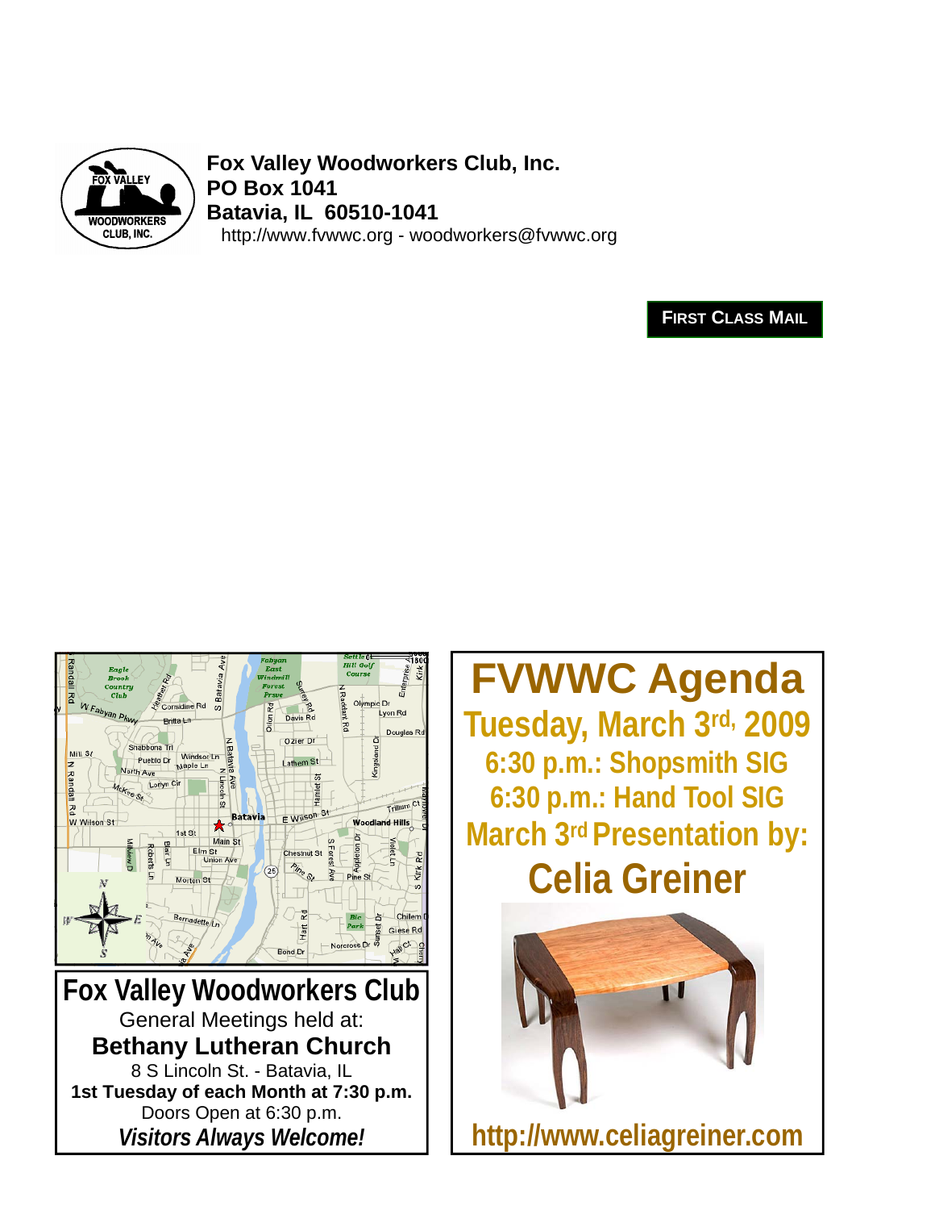**Fox Valley Woodworkers Club, Inc.**
**PO Box 1041**
**Batavia, IL 60510-1041**
http://www.fvwwc.org - woodworkers@fvwwc.org

**FIRST CLASS MAIL**

## Fox Valley Woodworkers Club

General Meetings held at:

**Bethany Lutheran Church**

8 S Lincoln St. - Batavia, IL

**1st Tuesday of each Month at 7:30 p.m.**

Doors Open at 6:30 p.m.

***Visitors Always Welcome!***

# FVWWC Agenda

**Tuesday, March 3rd, 2009**

**6:30 p.m.: Shopsmith SIG**

**6:30 p.m.: Hand Tool SIG**

**March 3rd Presentation by:**

## Celia Greiner

**http://www.celiagreiner.com**